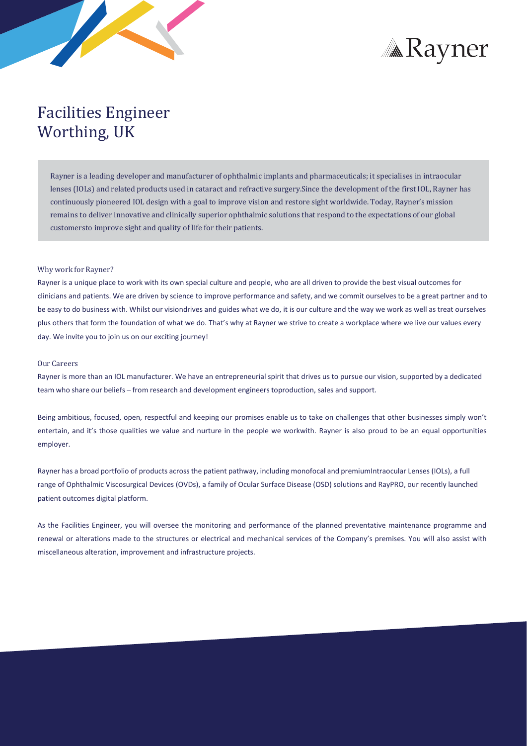# Facilities Engineer
Worthing, UK

Rayner is a leading developer and manufacturer of ophthalmic implants and pharmaceuticals; it specialises in intraocular lenses (IOLs) and related products used in cataract and refractive surgery.Since the development of the first IOL, Rayner has continuously pioneered IOL design with a goal to improve vision and restore sight worldwide. Today, Rayner's mission remains to deliver innovative and clinically superior ophthalmic solutions that respond to the expectations of our global customersto improve sight and quality of life for their patients.

### Why work for Rayner?

Rayner is a unique place to work with its own special culture and people, who are all driven to provide the best visual outcomes for clinicians and patients. We are driven by science to improve performance and safety, and we commit ourselves to be a great partner and to be easy to do business with. Whilst our visiondrives and guides what we do, it is our culture and the way we work as well as treat ourselves plus others that form the foundation of what we do. That's why at Rayner we strive to create a workplace where we live our values every day. We invite you to join us on our exciting journey!

### Our Careers

Rayner is more than an IOL manufacturer. We have an entrepreneurial spirit that drives us to pursue our vision, supported by a dedicated team who share our beliefs – from research and development engineers toproduction, sales and support.

Being ambitious, focused, open, respectful and keeping our promises enable us to take on challenges that other businesses simply won't entertain, and it's those qualities we value and nurture in the people we workwith. Rayner is also proud to be an equal opportunities employer.

Rayner has a broad portfolio of products across the patient pathway, including monofocal and premiumIntraocular Lenses (IOLs), a full range of Ophthalmic Viscosurgical Devices (OVDs), a family of Ocular Surface Disease (OSD) solutions and RayPRO, our recently launched patient outcomes digital platform.

As the Facilities Engineer, you will oversee the monitoring and performance of the planned preventative maintenance programme and renewal or alterations made to the structures or electrical and mechanical services of the Company's premises. You will also assist with miscellaneous alteration, improvement and infrastructure projects.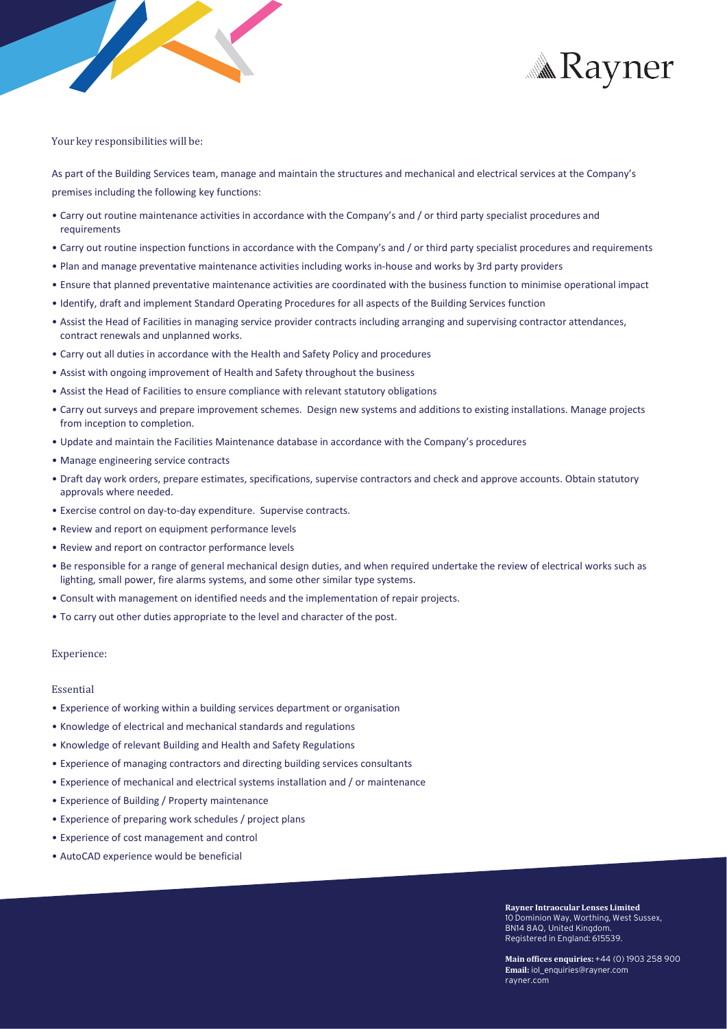Your key responsibilities will be:

As part of the Building Services team, manage and maintain the structures and mechanical and electrical services at the Company's premises including the following key functions:

- Carry out routine maintenance activities in accordance with the Company's and / or third party specialist procedures and requirements
- Carry out routine inspection functions in accordance with the Company's and / or third party specialist procedures and requirements
- Plan and manage preventative maintenance activities including works in-house and works by 3rd party providers
- Ensure that planned preventative maintenance activities are coordinated with the business function to minimise operational impact
- Identify, draft and implement Standard Operating Procedures for all aspects of the Building Services function
- Assist the Head of Facilities in managing service provider contracts including arranging and supervising contractor attendances, contract renewals and unplanned works.
- Carry out all duties in accordance with the Health and Safety Policy and procedures
- Assist with ongoing improvement of Health and Safety throughout the business
- Assist the Head of Facilities to ensure compliance with relevant statutory obligations
- Carry out surveys and prepare improvement schemes. Design new systems and additions to existing installations. Manage projects from inception to completion.
- Update and maintain the Facilities Maintenance database in accordance with the Company's procedures
- Manage engineering service contracts
- Draft day work orders, prepare estimates, specifications, supervise contractors and check and approve accounts. Obtain statutory approvals where needed.
- Exercise control on day-to-day expenditure. Supervise contracts.
- Review and report on equipment performance levels
- Review and report on contractor performance levels
- Be responsible for a range of general mechanical design duties, and when required undertake the review of electrical works such as lighting, small power, fire alarms systems, and some other similar type systems.
- Consult with management on identified needs and the implementation of repair projects.
- To carry out other duties appropriate to the level and character of the post.

Experience:

Essential

- Experience of working within a building services department or organisation
- Knowledge of electrical and mechanical standards and regulations
- Knowledge of relevant Building and Health and Safety Regulations
- Experience of managing contractors and directing building services consultants
- Experience of mechanical and electrical systems installation and / or maintenance
- Experience of Building / Property maintenance
- Experience of preparing work schedules / project plans
- Experience of cost management and control
- AutoCAD experience would be beneficial

**Rayner Intraocular Lenses Limited**
10 Dominion Way, Worthing, West Sussex, BN14 8AQ, United Kingdom.
Registered in England: 615539.

**Main offices enquiries:** +44 (0) 1903 258 900
**Email:** iol_enquiries@rayner.com
rayner.com